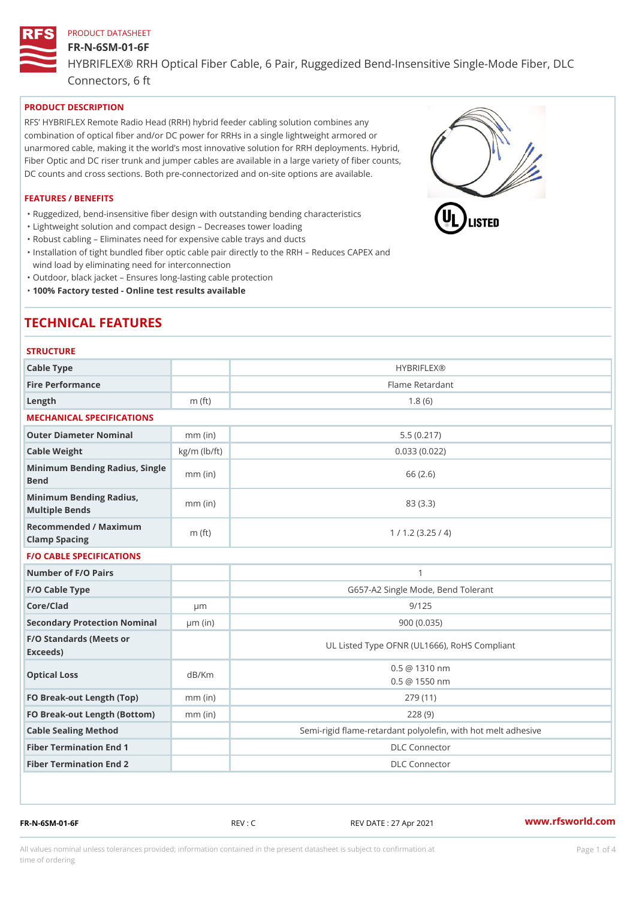PRODUCT DATASHEET

# FR-N-6SM-01-6F

HYBRIFLEX® RRH Optical Fiber Cable, 6 Pair, Ruggedized Bend-Insensitive Single-Mode Fiber, DLC Connectors, 6 ft

## PRODUCT DESCRIPTION

RFS' HYBRIFLEX Remote Radio Head (RRH) hybrid feeder cabling solution combines any combination of optical fiber and/or DC power for RRHs in a single lightweight armored or unarmored cable, making it the world's most innovative solution for RRH deployments. Hybrid, Fiber Optic and DC riser trunk and jumper cables are available in a large variety of fiber counts, DC counts and cross sections. Both pre-connectorized and on-site options are available.

## FEATURES / BENEFITS

- Ruggedized, bend-insensitive fiber design with outstanding bending characteristics
- Lightweight solution and compact design – Decreases tower loading
- Robust cabling – Eliminates need for expensive cable trays and ducts
- Installation of tight bundled fiber optic cable pair directly to the RRH – Reduces CAPEX and wind load by eliminating need for interconnection
- Outdoor, black jacket – Ensures long-lasting cable protection
- **100% Factory tested - Online test results available**

# TECHNICAL FEATURES

### STRUCTURE

| | | |
|---|---|---|
| Cable Type | | HYBRIFLEX® |
| Fire Performance | | Flame Retardant |
| Length | m (ft) | 1.8 (6) |

### MECHANICAL SPECIFICATIONS

| | | |
|---|---|---|
| Outer Diameter Nominal | mm (in) | 5.5 (0.217) |
| Cable Weight | kg/m (lb/ft) | 0.033 (0.022) |
| Minimum Bending Radius, Single Bend | mm (in) | 66 (2.6) |
| Minimum Bending Radius, Multiple Bends | mm (in) | 83 (3.3) |
| Recommended / Maximum Clamp Spacing | m (ft) | 1 / 1.2 (3.25 / 4) |

### F/O CABLE SPECIFICATIONS

| | | |
|---|---|---|
| Number of F/O Pairs | | 1 |
| F/O Cable Type | | G657-A2 Single Mode, Bend Tolerant |
| Core/Clad | μm | 9/125 |
| Secondary Protection Nominal | μm (in) | 900 (0.035) |
| F/O Standards (Meets or Exceeds) | | UL Listed Type OFNR (UL1666), RoHS Compliant |
| Optical Loss | dB/Km | 0.5 @ 1310 nm<br>0.5 @ 1550 nm |
| FO Break-out Length (Top) | mm (in) | 279 (11) |
| FO Break-out Length (Bottom) | mm (in) | 228 (9) |
| Cable Sealing Method | | Semi-rigid flame-retardant polyolefin, with hot melt adhesive |
| Fiber Termination End 1 | | DLC Connector |
| Fiber Termination End 2 | | DLC Connector |

FR-N-6SM-01-6F REV : C REV DATE : 27 Apr 2021 www.rfsworld.com

All values nominal unless tolerances provided; information contained in the present datasheet is subject to confirmation at time of ordering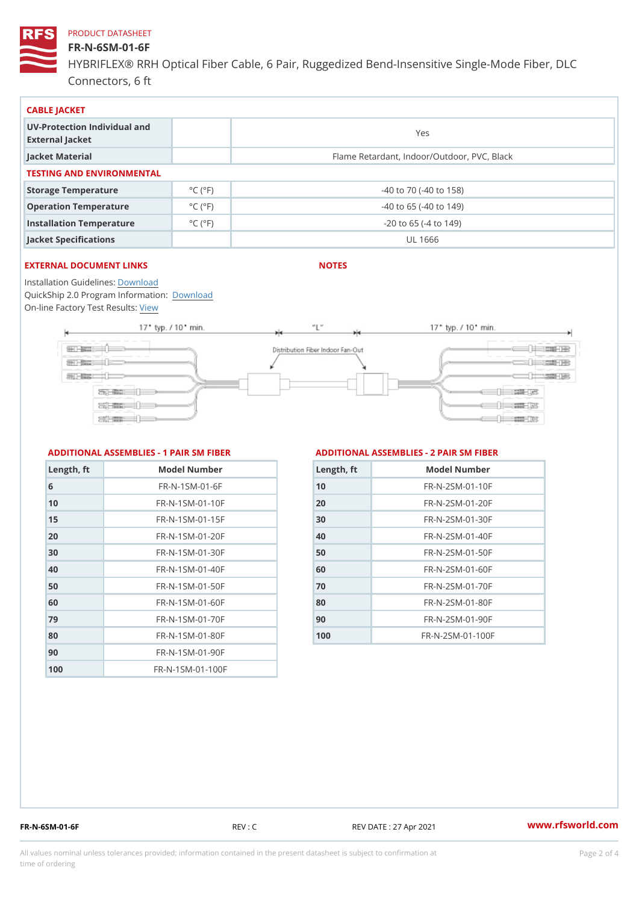PRODUCT DATASHEET

# FR-N-6SM-01-6F

HYBRIFLEX® RRH Optical Fiber Cable, 6 Pair, Ruggedized Bend-Insensitive Single-Mode Fiber, DLC Connectors, 6 ft

## CABLE JACKET

| | | |
|---|---|---|
| UV-Protection Individual and External Jacket | | Yes |
| Jacket Material | | Flame Retardant, Indoor/Outdoor, PVC, Black |

## TESTING AND ENVIRONMENTAL

| | | |
|---|---|---|
| Storage Temperature | °C (°F) | -40 to 70 (-40 to 158) |
| Operation Temperature | °C (°F) | -40 to 65 (-40 to 149) |
| Installation Temperature | °C (°F) | -20 to 65 (-4 to 149) |
| Jacket Specifications | | UL 1666 |

## EXTERNAL DOCUMENT LINKS

Installation Guidelines: Download
QuickShip 2.0 Program Information: Download
On-line Factory Test Results: View

## NOTES

17" typ. / 10" min. — "L" — 17" typ. / 10" min.

Distribution Fiber Indoor Fan-Out

## ADDITIONAL ASSEMBLIES - 1 PAIR SM FIBER

| Length, ft | Model Number |
|---|---|
| 6 | FR-N-1SM-01-6F |
| 10 | FR-N-1SM-01-10F |
| 15 | FR-N-1SM-01-15F |
| 20 | FR-N-1SM-01-20F |
| 30 | FR-N-1SM-01-30F |
| 40 | FR-N-1SM-01-40F |
| 50 | FR-N-1SM-01-50F |
| 60 | FR-N-1SM-01-60F |
| 79 | FR-N-1SM-01-70F |
| 80 | FR-N-1SM-01-80F |
| 90 | FR-N-1SM-01-90F |
| 100 | FR-N-1SM-01-100F |

## ADDITIONAL ASSEMBLIES - 2 PAIR SM FIBER

| Length, ft | Model Number |
|---|---|
| 10 | FR-N-2SM-01-10F |
| 20 | FR-N-2SM-01-20F |
| 30 | FR-N-2SM-01-30F |
| 40 | FR-N-2SM-01-40F |
| 50 | FR-N-2SM-01-50F |
| 60 | FR-N-2SM-01-60F |
| 70 | FR-N-2SM-01-70F |
| 80 | FR-N-2SM-01-80F |
| 90 | FR-N-2SM-01-90F |
| 100 | FR-N-2SM-01-100F |

FR-N-6SM-01-6F REV : C REV DATE : 27 Apr 2021 www.rfsworld.com

All values nominal unless tolerances provided; information contained in the present datasheet is subject to confirmation at time of ordering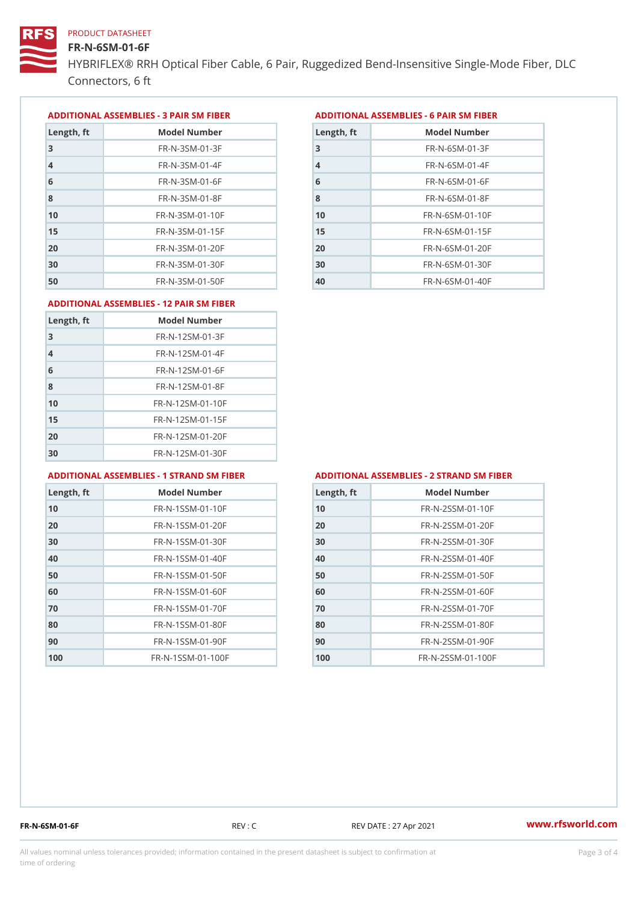PRODUCT DATASHEET

# FR-N-6SM-01-6F

HYBRIFLEX® RRH Optical Fiber Cable, 6 Pair, Ruggedized Bend-Insensitive Single-Mode Fiber, DLC Connectors, 6 ft

## ADDITIONAL ASSEMBLIES - 3 PAIR SM FIBER

| Length, ft | Model Number |
|---|---|
| 3 | FR-N-3SM-01-3F |
| 4 | FR-N-3SM-01-4F |
| 6 | FR-N-3SM-01-6F |
| 8 | FR-N-3SM-01-8F |
| 10 | FR-N-3SM-01-10F |
| 15 | FR-N-3SM-01-15F |
| 20 | FR-N-3SM-01-20F |
| 30 | FR-N-3SM-01-30F |
| 50 | FR-N-3SM-01-50F |

## ADDITIONAL ASSEMBLIES - 6 PAIR SM FIBER

| Length, ft | Model Number |
|---|---|
| 3 | FR-N-6SM-01-3F |
| 4 | FR-N-6SM-01-4F |
| 6 | FR-N-6SM-01-6F |
| 8 | FR-N-6SM-01-8F |
| 10 | FR-N-6SM-01-10F |
| 15 | FR-N-6SM-01-15F |
| 20 | FR-N-6SM-01-20F |
| 30 | FR-N-6SM-01-30F |
| 40 | FR-N-6SM-01-40F |

## ADDITIONAL ASSEMBLIES - 12 PAIR SM FIBER

| Length, ft | Model Number |
|---|---|
| 3 | FR-N-12SM-01-3F |
| 4 | FR-N-12SM-01-4F |
| 6 | FR-N-12SM-01-6F |
| 8 | FR-N-12SM-01-8F |
| 10 | FR-N-12SM-01-10F |
| 15 | FR-N-12SM-01-15F |
| 20 | FR-N-12SM-01-20F |
| 30 | FR-N-12SM-01-30F |

## ADDITIONAL ASSEMBLIES - 1 STRAND SM FIBER

| Length, ft | Model Number |
|---|---|
| 10 | FR-N-1SSM-01-10F |
| 20 | FR-N-1SSM-01-20F |
| 30 | FR-N-1SSM-01-30F |
| 40 | FR-N-1SSM-01-40F |
| 50 | FR-N-1SSM-01-50F |
| 60 | FR-N-1SSM-01-60F |
| 70 | FR-N-1SSM-01-70F |
| 80 | FR-N-1SSM-01-80F |
| 90 | FR-N-1SSM-01-90F |
| 100 | FR-N-1SSM-01-100F |

## ADDITIONAL ASSEMBLIES - 2 STRAND SM FIBER

| Length, ft | Model Number |
|---|---|
| 10 | FR-N-2SSM-01-10F |
| 20 | FR-N-2SSM-01-20F |
| 30 | FR-N-2SSM-01-30F |
| 40 | FR-N-2SSM-01-40F |
| 50 | FR-N-2SSM-01-50F |
| 60 | FR-N-2SSM-01-60F |
| 70 | FR-N-2SSM-01-70F |
| 80 | FR-N-2SSM-01-80F |
| 90 | FR-N-2SSM-01-90F |
| 100 | FR-N-2SSM-01-100F |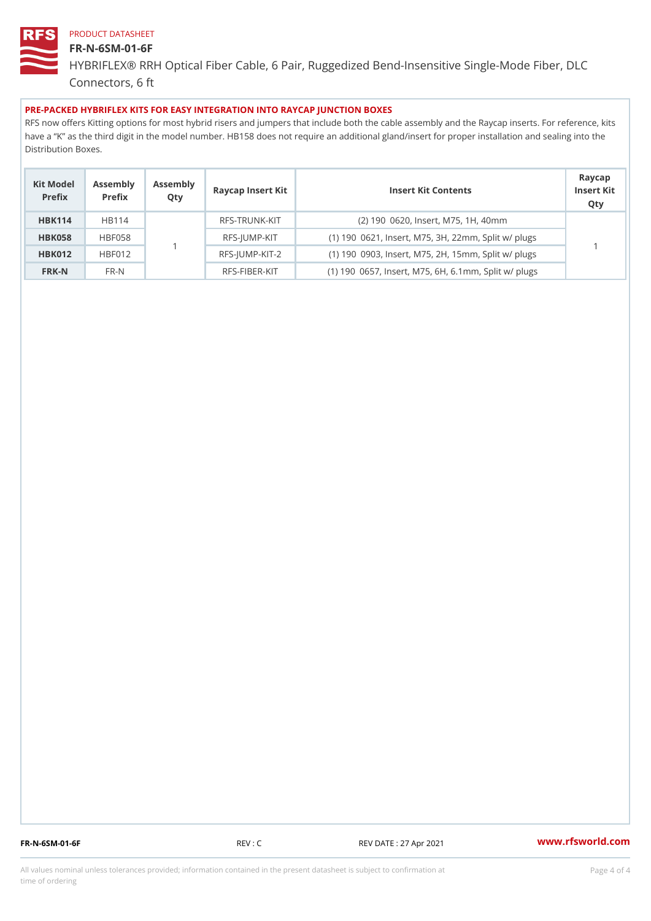PRODUCT DATASHEET

# FR-N-6SM-01-6F

HYBRIFLEX® RRH Optical Fiber Cable, 6 Pair, Ruggedized Bend-Insensitive Single-Mode Fiber, DLC Connectors, 6 ft

## PRE-PACKED HYBRIFLEX KITS FOR EASY INTEGRATION INTO RAYCAP JUNCTION BOXES

RFS now offers Kitting options for most hybrid risers and jumpers that include both the cable assembly and the Raycap inserts. For reference, kits have a "K" as the third digit in the model number. HB158 does not require an additional gland/insert for proper installation and sealing into the Distribution Boxes.

| Kit Model Prefix | Assembly Prefix | Assembly Qty | Raycap Insert Kit | Insert Kit Contents | Raycap Insert Kit Qty |
|---|---|---|---|---|---|
| HBK114 | HB114 | 1 | RFS-TRUNK-KIT | (2) 190 0620, Insert, M75, 1H, 40mm | 1 |
| HBK058 | HBF058 | | RFS-JUMP-KIT | (1) 190 0621, Insert, M75, 3H, 22mm, Split w/ plugs | |
| HBK012 | HBF012 | | RFS-JUMP-KIT-2 | (1) 190 0903, Insert, M75, 2H, 15mm, Split w/ plugs | |
| FRK-N | FR-N | | RFS-FIBER-KIT | (1) 190 0657, Insert, M75, 6H, 6.1mm, Split w/ plugs | |

FR-N-6SM-01-6F REV : C REV DATE : 27 Apr 2021 www.rfsworld.com

All values nominal unless tolerances provided; information contained in the present datasheet is subject to confirmation at time of ordering